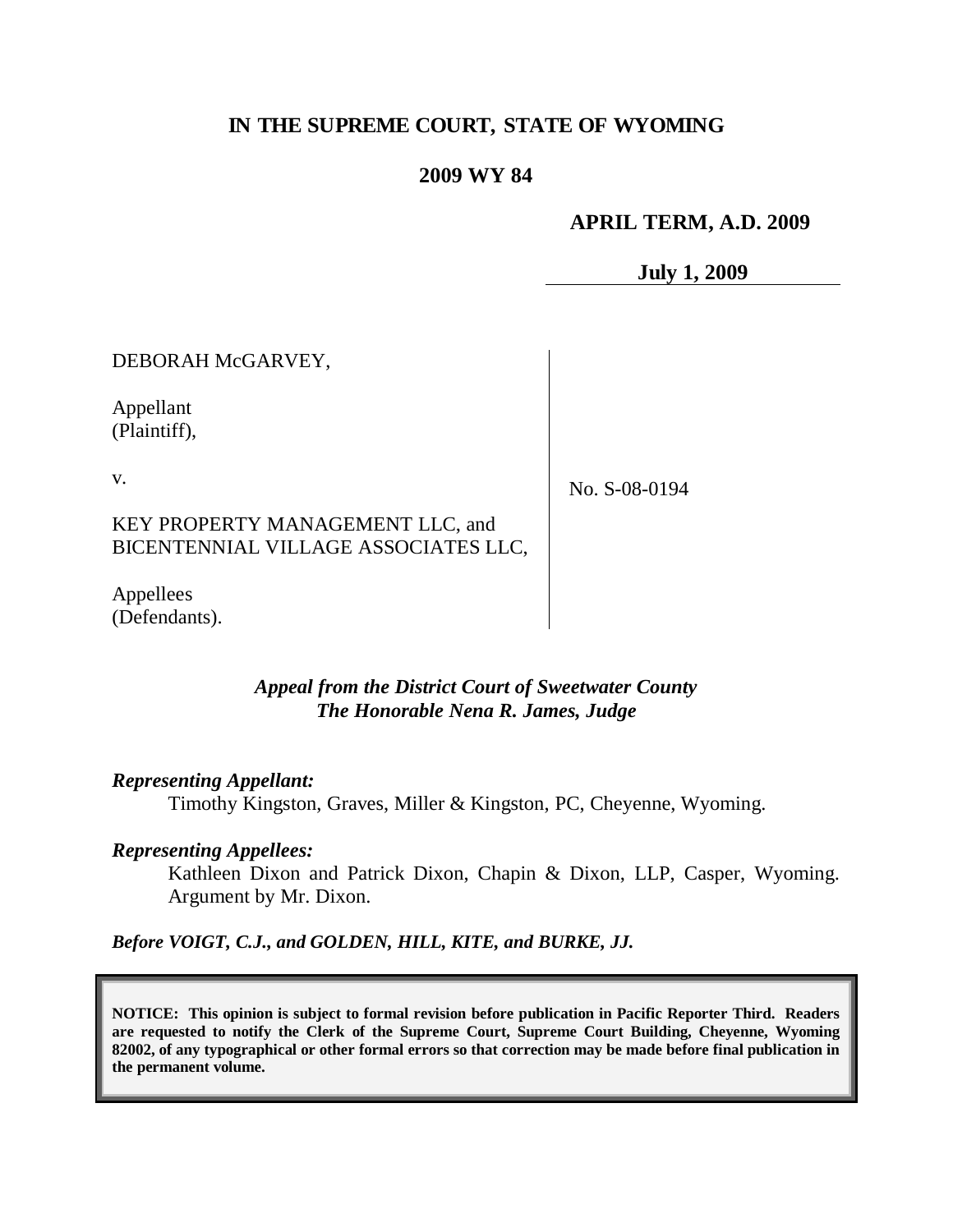# IN THE SUPREME COURT, STATE OF WYOMING

## 2009 WY 84

**APRIL TERM, A.D. 2009**

**July 1, 2009**

DEBORAH McGARVEY,

Appellant
(Plaintiff),

v.

KEY PROPERTY MANAGEMENT LLC, and
BICENTENNIAL VILLAGE ASSOCIATES LLC,

Appellees
(Defendants).

No. S-08-0194

*Appeal from the District Court of Sweetwater County*
*The Honorable Nena R. James, Judge*

***Representing Appellant:***

Timothy Kingston, Graves, Miller & Kingston, PC, Cheyenne, Wyoming.

***Representing Appellees:***

Kathleen Dixon and Patrick Dixon, Chapin & Dixon, LLP, Casper, Wyoming. Argument by Mr. Dixon.

***Before VOIGT, C.J., and GOLDEN, HILL, KITE, and BURKE, JJ.***

**NOTICE: This opinion is subject to formal revision before publication in Pacific Reporter Third. Readers are requested to notify the Clerk of the Supreme Court, Supreme Court Building, Cheyenne, Wyoming 82002, of any typographical or other formal errors so that correction may be made before final publication in the permanent volume.**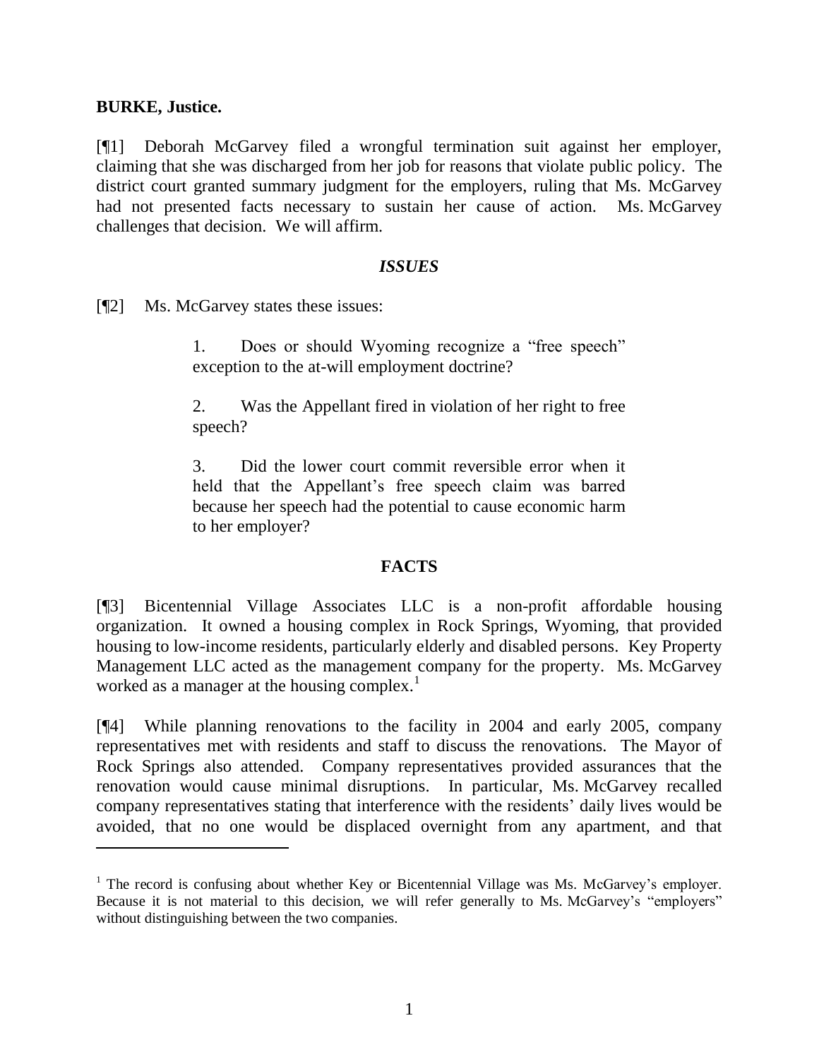**BURKE, Justice.**

[¶1] Deborah McGarvey filed a wrongful termination suit against her employer, claiming that she was discharged from her job for reasons that violate public policy. The district court granted summary judgment for the employers, ruling that Ms. McGarvey had not presented facts necessary to sustain her cause of action. Ms. McGarvey challenges that decision. We will affirm.

## *ISSUES*

[¶2] Ms. McGarvey states these issues:

> 1. Does or should Wyoming recognize a "free speech" exception to the at-will employment doctrine?
>
> 2. Was the Appellant fired in violation of her right to free speech?
>
> 3. Did the lower court commit reversible error when it held that the Appellant's free speech claim was barred because her speech had the potential to cause economic harm to her employer?

## FACTS

[¶3] Bicentennial Village Associates LLC is a non-profit affordable housing organization. It owned a housing complex in Rock Springs, Wyoming, that provided housing to low-income residents, particularly elderly and disabled persons. Key Property Management LLC acted as the management company for the property. Ms. McGarvey worked as a manager at the housing complex.[1]

[¶4] While planning renovations to the facility in 2004 and early 2005, company representatives met with residents and staff to discuss the renovations. The Mayor of Rock Springs also attended. Company representatives provided assurances that the renovation would cause minimal disruptions. In particular, Ms. McGarvey recalled company representatives stating that interference with the residents' daily lives would be avoided, that no one would be displaced overnight from any apartment, and that

---

[1] The record is confusing about whether Key or Bicentennial Village was Ms. McGarvey's employer. Because it is not material to this decision, we will refer generally to Ms. McGarvey's "employers" without distinguishing between the two companies.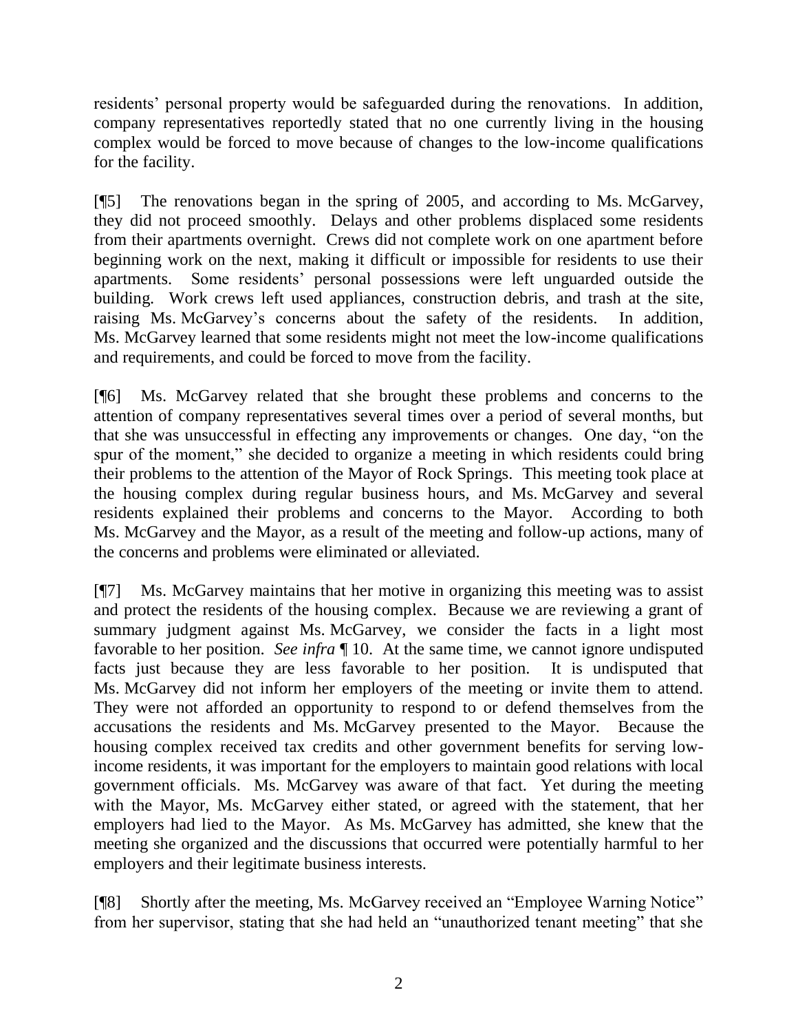residents' personal property would be safeguarded during the renovations. In addition, company representatives reportedly stated that no one currently living in the housing complex would be forced to move because of changes to the low-income qualifications for the facility.

[¶5] The renovations began in the spring of 2005, and according to Ms. McGarvey, they did not proceed smoothly. Delays and other problems displaced some residents from their apartments overnight. Crews did not complete work on one apartment before beginning work on the next, making it difficult or impossible for residents to use their apartments. Some residents' personal possessions were left unguarded outside the building. Work crews left used appliances, construction debris, and trash at the site, raising Ms. McGarvey's concerns about the safety of the residents. In addition, Ms. McGarvey learned that some residents might not meet the low-income qualifications and requirements, and could be forced to move from the facility.

[¶6] Ms. McGarvey related that she brought these problems and concerns to the attention of company representatives several times over a period of several months, but that she was unsuccessful in effecting any improvements or changes. One day, "on the spur of the moment," she decided to organize a meeting in which residents could bring their problems to the attention of the Mayor of Rock Springs. This meeting took place at the housing complex during regular business hours, and Ms. McGarvey and several residents explained their problems and concerns to the Mayor. According to both Ms. McGarvey and the Mayor, as a result of the meeting and follow-up actions, many of the concerns and problems were eliminated or alleviated.

[¶7] Ms. McGarvey maintains that her motive in organizing this meeting was to assist and protect the residents of the housing complex. Because we are reviewing a grant of summary judgment against Ms. McGarvey, we consider the facts in a light most favorable to her position. *See infra* ¶ 10. At the same time, we cannot ignore undisputed facts just because they are less favorable to her position. It is undisputed that Ms. McGarvey did not inform her employers of the meeting or invite them to attend. They were not afforded an opportunity to respond to or defend themselves from the accusations the residents and Ms. McGarvey presented to the Mayor. Because the housing complex received tax credits and other government benefits for serving low-income residents, it was important for the employers to maintain good relations with local government officials. Ms. McGarvey was aware of that fact. Yet during the meeting with the Mayor, Ms. McGarvey either stated, or agreed with the statement, that her employers had lied to the Mayor. As Ms. McGarvey has admitted, she knew that the meeting she organized and the discussions that occurred were potentially harmful to her employers and their legitimate business interests.

[¶8] Shortly after the meeting, Ms. McGarvey received an "Employee Warning Notice" from her supervisor, stating that she had held an "unauthorized tenant meeting" that she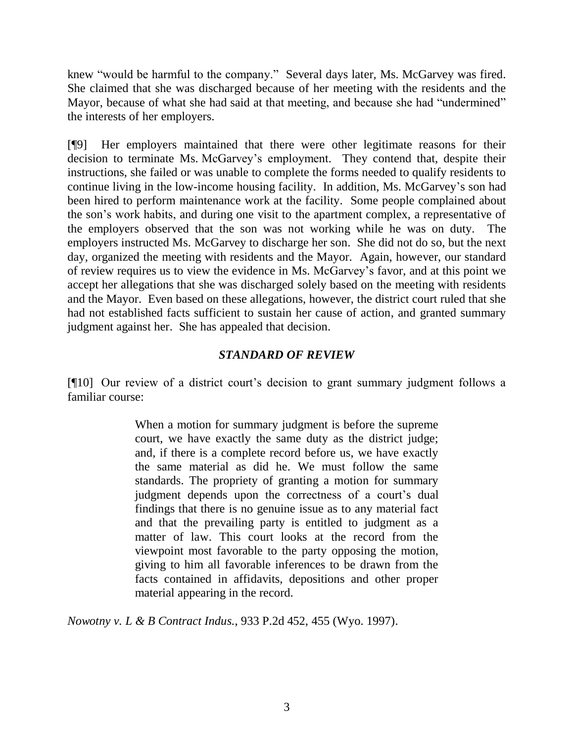knew "would be harmful to the company." Several days later, Ms. McGarvey was fired. She claimed that she was discharged because of her meeting with the residents and the Mayor, because of what she had said at that meeting, and because she had "undermined" the interests of her employers.

[¶9] Her employers maintained that there were other legitimate reasons for their decision to terminate Ms. McGarvey's employment. They contend that, despite their instructions, she failed or was unable to complete the forms needed to qualify residents to continue living in the low-income housing facility. In addition, Ms. McGarvey's son had been hired to perform maintenance work at the facility. Some people complained about the son's work habits, and during one visit to the apartment complex, a representative of the employers observed that the son was not working while he was on duty. The employers instructed Ms. McGarvey to discharge her son. She did not do so, but the next day, organized the meeting with residents and the Mayor. Again, however, our standard of review requires us to view the evidence in Ms. McGarvey's favor, and at this point we accept her allegations that she was discharged solely based on the meeting with residents and the Mayor. Even based on these allegations, however, the district court ruled that she had not established facts sufficient to sustain her cause of action, and granted summary judgment against her. She has appealed that decision.

### *STANDARD OF REVIEW*

[¶10] Our review of a district court's decision to grant summary judgment follows a familiar course:

> When a motion for summary judgment is before the supreme court, we have exactly the same duty as the district judge; and, if there is a complete record before us, we have exactly the same material as did he. We must follow the same standards. The propriety of granting a motion for summary judgment depends upon the correctness of a court's dual findings that there is no genuine issue as to any material fact and that the prevailing party is entitled to judgment as a matter of law. This court looks at the record from the viewpoint most favorable to the party opposing the motion, giving to him all favorable inferences to be drawn from the facts contained in affidavits, depositions and other proper material appearing in the record.

*Nowotny v. L & B Contract Indus.*, 933 P.2d 452, 455 (Wyo. 1997).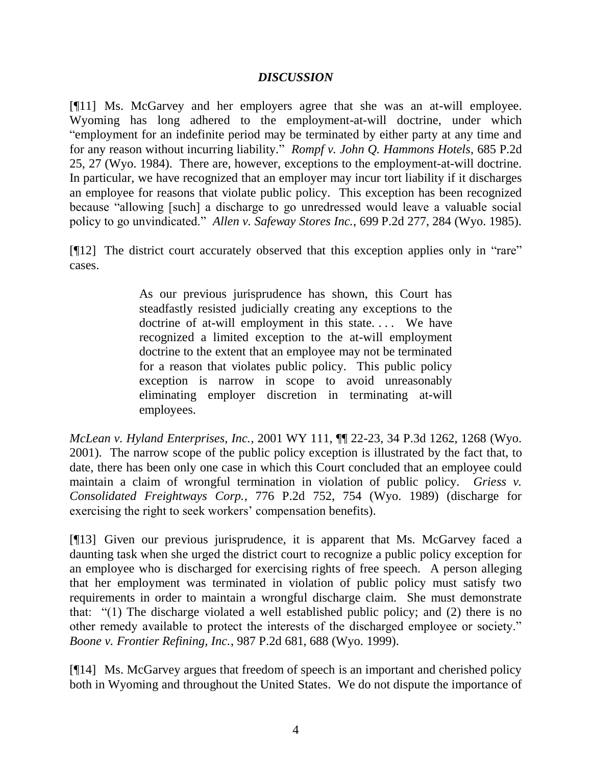## *DISCUSSION*

[¶11] Ms. McGarvey and her employers agree that she was an at-will employee. Wyoming has long adhered to the employment-at-will doctrine, under which "employment for an indefinite period may be terminated by either party at any time and for any reason without incurring liability." *Rompf v. John Q. Hammons Hotels*, 685 P.2d 25, 27 (Wyo. 1984). There are, however, exceptions to the employment-at-will doctrine. In particular, we have recognized that an employer may incur tort liability if it discharges an employee for reasons that violate public policy. This exception has been recognized because "allowing [such] a discharge to go unredressed would leave a valuable social policy to go unvindicated." *Allen v. Safeway Stores Inc.*, 699 P.2d 277, 284 (Wyo. 1985).

[¶12] The district court accurately observed that this exception applies only in "rare" cases.

> As our previous jurisprudence has shown, this Court has steadfastly resisted judicially creating any exceptions to the doctrine of at-will employment in this state. . . . We have recognized a limited exception to the at-will employment doctrine to the extent that an employee may not be terminated for a reason that violates public policy. This public policy exception is narrow in scope to avoid unreasonably eliminating employer discretion in terminating at-will employees.

*McLean v. Hyland Enterprises, Inc.*, 2001 WY 111, ¶¶ 22-23, 34 P.3d 1262, 1268 (Wyo. 2001). The narrow scope of the public policy exception is illustrated by the fact that, to date, there has been only one case in which this Court concluded that an employee could maintain a claim of wrongful termination in violation of public policy. *Griess v. Consolidated Freightways Corp.*, 776 P.2d 752, 754 (Wyo. 1989) (discharge for exercising the right to seek workers' compensation benefits).

[¶13] Given our previous jurisprudence, it is apparent that Ms. McGarvey faced a daunting task when she urged the district court to recognize a public policy exception for an employee who is discharged for exercising rights of free speech. A person alleging that her employment was terminated in violation of public policy must satisfy two requirements in order to maintain a wrongful discharge claim. She must demonstrate that: "(1) The discharge violated a well established public policy; and (2) there is no other remedy available to protect the interests of the discharged employee or society." *Boone v. Frontier Refining, Inc.*, 987 P.2d 681, 688 (Wyo. 1999).

[¶14] Ms. McGarvey argues that freedom of speech is an important and cherished policy both in Wyoming and throughout the United States. We do not dispute the importance of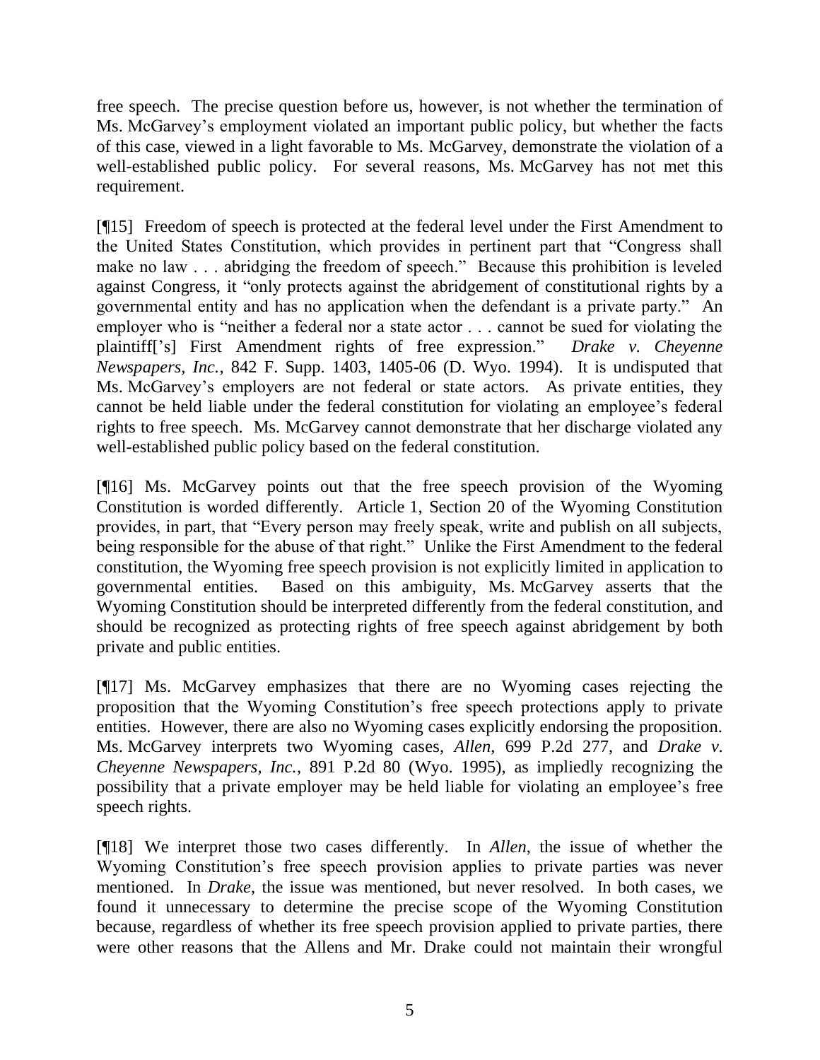free speech. The precise question before us, however, is not whether the termination of Ms. McGarvey's employment violated an important public policy, but whether the facts of this case, viewed in a light favorable to Ms. McGarvey, demonstrate the violation of a well-established public policy. For several reasons, Ms. McGarvey has not met this requirement.

[¶15] Freedom of speech is protected at the federal level under the First Amendment to the United States Constitution, which provides in pertinent part that "Congress shall make no law . . . abridging the freedom of speech." Because this prohibition is leveled against Congress, it "only protects against the abridgement of constitutional rights by a governmental entity and has no application when the defendant is a private party." An employer who is "neither a federal nor a state actor . . . cannot be sued for violating the plaintiff['s] First Amendment rights of free expression." *Drake v. Cheyenne Newspapers, Inc.*, 842 F. Supp. 1403, 1405-06 (D. Wyo. 1994). It is undisputed that Ms. McGarvey's employers are not federal or state actors. As private entities, they cannot be held liable under the federal constitution for violating an employee's federal rights to free speech. Ms. McGarvey cannot demonstrate that her discharge violated any well-established public policy based on the federal constitution.

[¶16] Ms. McGarvey points out that the free speech provision of the Wyoming Constitution is worded differently. Article 1, Section 20 of the Wyoming Constitution provides, in part, that "Every person may freely speak, write and publish on all subjects, being responsible for the abuse of that right." Unlike the First Amendment to the federal constitution, the Wyoming free speech provision is not explicitly limited in application to governmental entities. Based on this ambiguity, Ms. McGarvey asserts that the Wyoming Constitution should be interpreted differently from the federal constitution, and should be recognized as protecting rights of free speech against abridgement by both private and public entities.

[¶17] Ms. McGarvey emphasizes that there are no Wyoming cases rejecting the proposition that the Wyoming Constitution's free speech protections apply to private entities. However, there are also no Wyoming cases explicitly endorsing the proposition. Ms. McGarvey interprets two Wyoming cases, *Allen*, 699 P.2d 277, and *Drake v. Cheyenne Newspapers, Inc.*, 891 P.2d 80 (Wyo. 1995), as impliedly recognizing the possibility that a private employer may be held liable for violating an employee's free speech rights.

[¶18] We interpret those two cases differently. In *Allen*, the issue of whether the Wyoming Constitution's free speech provision applies to private parties was never mentioned. In *Drake*, the issue was mentioned, but never resolved. In both cases, we found it unnecessary to determine the precise scope of the Wyoming Constitution because, regardless of whether its free speech provision applied to private parties, there were other reasons that the Allens and Mr. Drake could not maintain their wrongful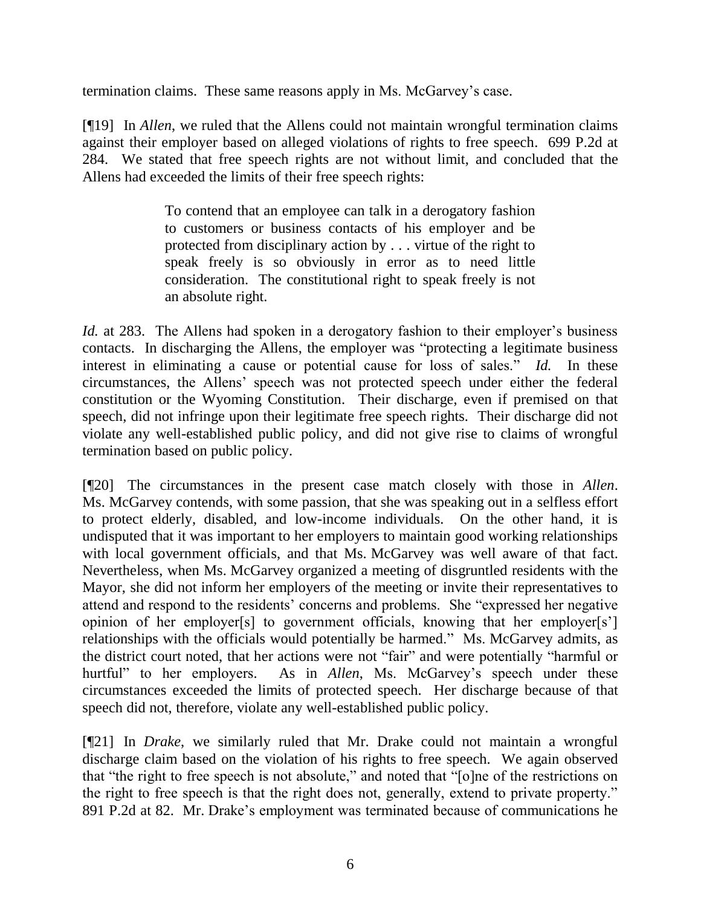termination claims. These same reasons apply in Ms. McGarvey's case.

[¶19] In *Allen*, we ruled that the Allens could not maintain wrongful termination claims against their employer based on alleged violations of rights to free speech. 699 P.2d at 284. We stated that free speech rights are not without limit, and concluded that the Allens had exceeded the limits of their free speech rights:

> To contend that an employee can talk in a derogatory fashion to customers or business contacts of his employer and be protected from disciplinary action by . . . virtue of the right to speak freely is so obviously in error as to need little consideration. The constitutional right to speak freely is not an absolute right.

*Id.* at 283. The Allens had spoken in a derogatory fashion to their employer's business contacts. In discharging the Allens, the employer was "protecting a legitimate business interest in eliminating a cause or potential cause for loss of sales." *Id.* In these circumstances, the Allens' speech was not protected speech under either the federal constitution or the Wyoming Constitution. Their discharge, even if premised on that speech, did not infringe upon their legitimate free speech rights. Their discharge did not violate any well-established public policy, and did not give rise to claims of wrongful termination based on public policy.

[¶20] The circumstances in the present case match closely with those in *Allen*. Ms. McGarvey contends, with some passion, that she was speaking out in a selfless effort to protect elderly, disabled, and low-income individuals. On the other hand, it is undisputed that it was important to her employers to maintain good working relationships with local government officials, and that Ms. McGarvey was well aware of that fact. Nevertheless, when Ms. McGarvey organized a meeting of disgruntled residents with the Mayor, she did not inform her employers of the meeting or invite their representatives to attend and respond to the residents' concerns and problems. She "expressed her negative opinion of her employer[s] to government officials, knowing that her employer[s'] relationships with the officials would potentially be harmed." Ms. McGarvey admits, as the district court noted, that her actions were not "fair" and were potentially "harmful or hurtful" to her employers. As in *Allen*, Ms. McGarvey's speech under these circumstances exceeded the limits of protected speech. Her discharge because of that speech did not, therefore, violate any well-established public policy.

[¶21] In *Drake*, we similarly ruled that Mr. Drake could not maintain a wrongful discharge claim based on the violation of his rights to free speech. We again observed that "the right to free speech is not absolute," and noted that "[o]ne of the restrictions on the right to free speech is that the right does not, generally, extend to private property." 891 P.2d at 82. Mr. Drake's employment was terminated because of communications he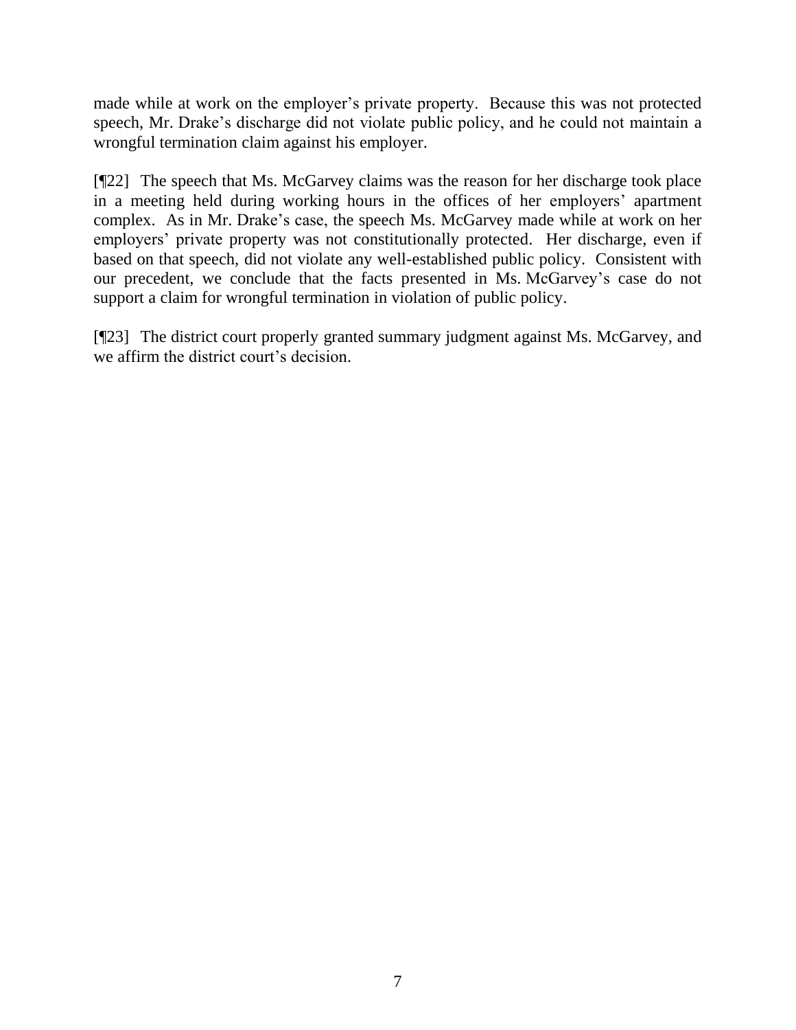made while at work on the employer's private property. Because this was not protected speech, Mr. Drake's discharge did not violate public policy, and he could not maintain a wrongful termination claim against his employer.

[¶22] The speech that Ms. McGarvey claims was the reason for her discharge took place in a meeting held during working hours in the offices of her employers' apartment complex. As in Mr. Drake's case, the speech Ms. McGarvey made while at work on her employers' private property was not constitutionally protected. Her discharge, even if based on that speech, did not violate any well-established public policy. Consistent with our precedent, we conclude that the facts presented in Ms. McGarvey's case do not support a claim for wrongful termination in violation of public policy.

[¶23] The district court properly granted summary judgment against Ms. McGarvey, and we affirm the district court's decision.